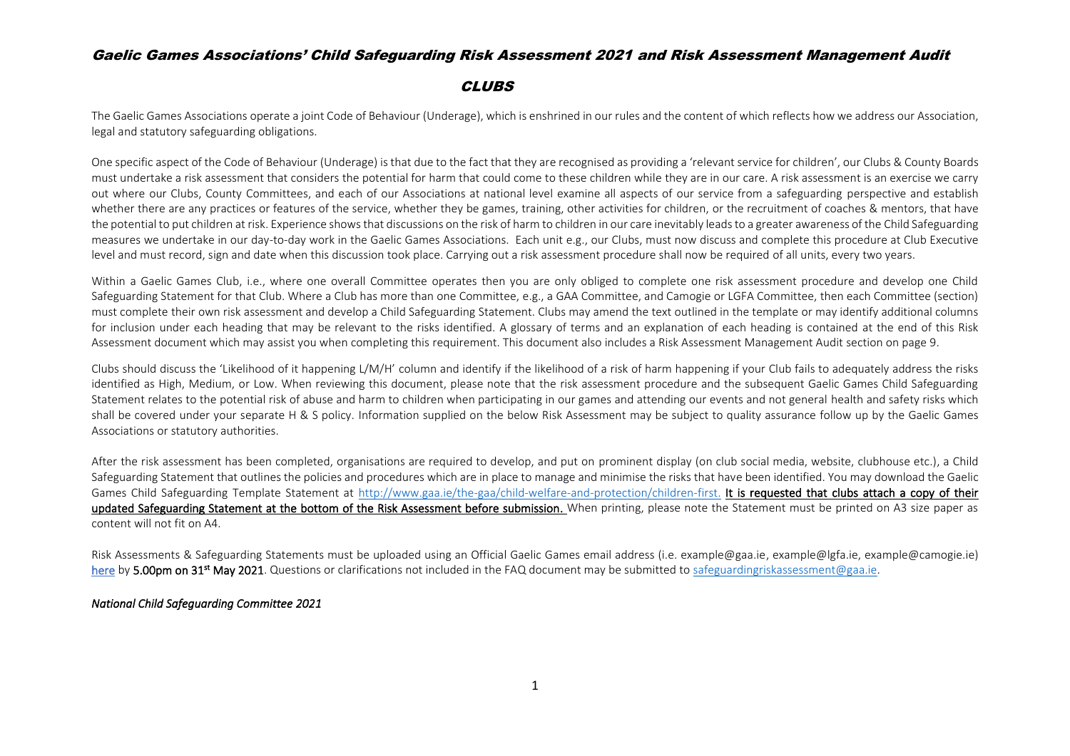# Gaelic Games Associations' Child Safeguarding Risk Assessment 2021 and Risk Assessment Management Audit

## CLUBS

The Gaelic Games Associations operate a joint Code of Behaviour (Underage), which is enshrined in our rules and the content of which reflects how we address our Association, legal and statutory safeguarding obligations.

One specific aspect of the Code of Behaviour (Underage) is that due to the fact that they are recognised as providing a 'relevant service for children', our Clubs & County Boards must undertake a risk assessment that considers the potential for harm that could come to these children while they are in our care. A risk assessment is an exercise we carry out where our Clubs, County Committees, and each of our Associations at national level examine all aspects of our service from a safeguarding perspective and establish whether there are any practices or features of the service, whether they be games, training, other activities for children, or the recruitment of coaches & mentors, that have the potential to put children at risk. Experience shows that discussions on the risk of harm to children in our care inevitably leads to a greater awareness of the Child Safeguarding measures we undertake in our day-to-day work in the Gaelic Games Associations. Each unit e.g., our Clubs, must now discuss and complete this procedure at Club Executive level and must record, sign and date when this discussion took place. Carrying out a risk assessment procedure shall now be required of all units, every two years.

Within a Gaelic Games Club, i.e., where one overall Committee operates then you are only obliged to complete one risk assessment procedure and develop one Child Safeguarding Statement for that Club. Where a Club has more than one Committee, e.g., a GAA Committee, and Camogie or LGFA Committee, then each Committee (section) must complete their own risk assessment and develop a Child Safeguarding Statement. Clubs may amend the text outlined in the template or may identify additional columns for inclusion under each heading that may be relevant to the risks identified. A glossary of terms and an explanation of each heading is contained at the end of this Risk Assessment document which may assist you when completing this requirement. This document also includes a Risk Assessment Management Audit section on page 9.

Clubs should discuss the 'Likelihood of it happening L/M/H' column and identify if the likelihood of a risk of harm happening if your Club fails to adequately address the risks identified as High, Medium, or Low. When reviewing this document, please note that the risk assessment procedure and the subsequent Gaelic Games Child Safeguarding Statement relates to the potential risk of abuse and harm to children when participating in our games and attending our events and not general health and safety risks which shall be covered under your separate H & S policy. Information supplied on the below Risk Assessment may be subject to quality assurance follow up by the Gaelic Games Associations or statutory authorities.

After the risk assessment has been completed, organisations are required to develop, and put on prominent display (on club social media, website, clubhouse etc.), a Child Safeguarding Statement that outlines the policies and procedures which are in place to manage and minimise the risks that have been identified. You may download the Gaelic Games Child Safeguarding Template Statement at http://www.gaa.ie/the-gaa/child-welfare-and-protection/children-first. **It is requested that clubs attach a copy of their updated Safeguarding Statement at the bottom of the Risk Assessment before submission.** When printing, please note the Statement must be printed on A3 size paper as content will not fit on A4.

Risk Assessments & Safeguarding Statements must be uploaded using an Official Gaelic Games email address (i.e. example@gaa.ie, example@lgfa.ie, example@camogie.ie) here by **5.00pm on 31st May 2021**. Questions or clarifications not included in the FAQ document may be submitted to safeguardingriskassessment@gaa.ie.

***National Child Safeguarding Committee 2021***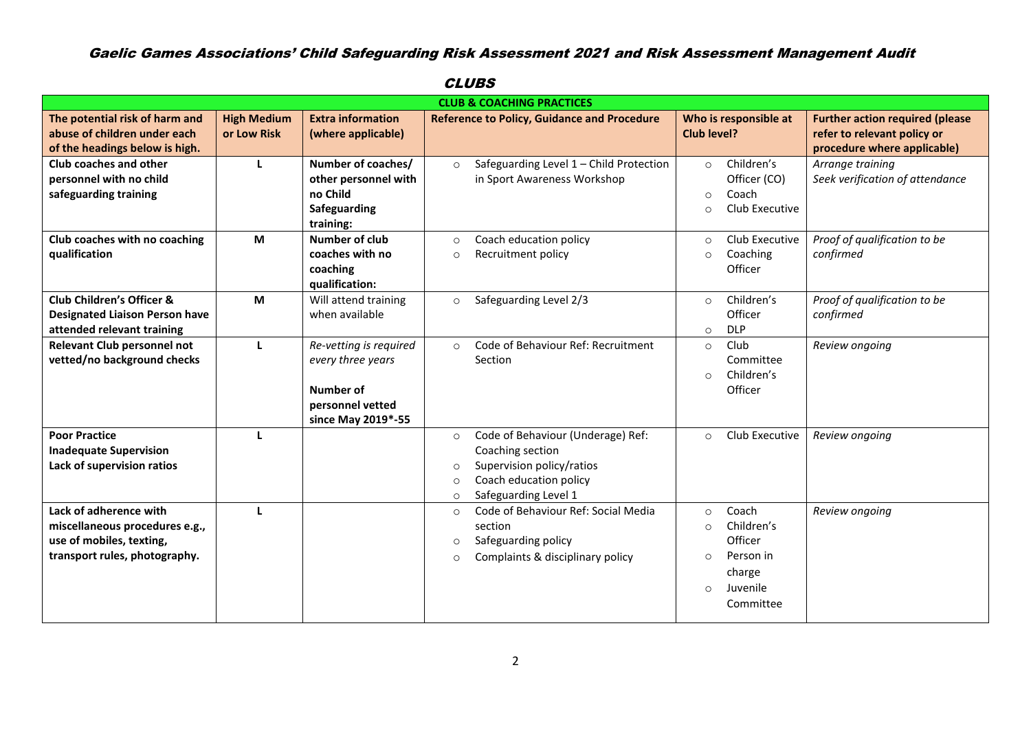# Gaelic Games Associations' Child Safeguarding Risk Assessment 2021 and Risk Assessment Management Audit

## CLUBS

| CLUB & COACHING PRACTICES | | | | | |
|---|---|---|---|---|---|
| **The potential risk of harm and abuse of children under each of the headings below is high.** | **High Medium or Low Risk** | **Extra information (where applicable)** | **Reference to Policy, Guidance and Procedure** | **Who is responsible at Club level?** | **Further action required (please refer to relevant policy or procedure where applicable)** |
| **Club coaches and other personnel with no child safeguarding training** | L | **Number of coaches/ other personnel with no Child Safeguarding training:** | ○ Safeguarding Level 1 – Child Protection in Sport Awareness Workshop | ○ Children's Officer (CO)<br>○ Coach<br>○ Club Executive | *Arrange training*<br>*Seek verification of attendance* |
| **Club coaches with no coaching qualification** | M | **Number of club coaches with no coaching qualification:** | ○ Coach education policy<br>○ Recruitment policy | ○ Club Executive<br>○ Coaching Officer | *Proof of qualification to be confirmed* |
| **Club Children's Officer & Designated Liaison Person have attended relevant training** | M | Will attend training when available | ○ Safeguarding Level 2/3 | ○ Children's Officer<br>○ DLP | *Proof of qualification to be confirmed* |
| **Relevant Club personnel not vetted/no background checks** | L | *Re-vetting is required every three years*<br><br>**Number of personnel vetted since May 2019*-55** | ○ Code of Behaviour Ref: Recruitment Section | ○ Club Committee<br>○ Children's Officer | *Review ongoing* |
| **Poor Practice**<br>**Inadequate Supervision**<br>**Lack of supervision ratios** | L | | ○ Code of Behaviour (Underage) Ref: Coaching section<br>○ Supervision policy/ratios<br>○ Coach education policy<br>○ Safeguarding Level 1 | ○ Club Executive | *Review ongoing* |
| **Lack of adherence with miscellaneous procedures e.g., use of mobiles, texting, transport rules, photography.** | L | | ○ Code of Behaviour Ref: Social Media section<br>○ Safeguarding policy<br>○ Complaints & disciplinary policy | ○ Coach<br>○ Children's Officer<br>○ Person in charge<br>○ Juvenile Committee | *Review ongoing* |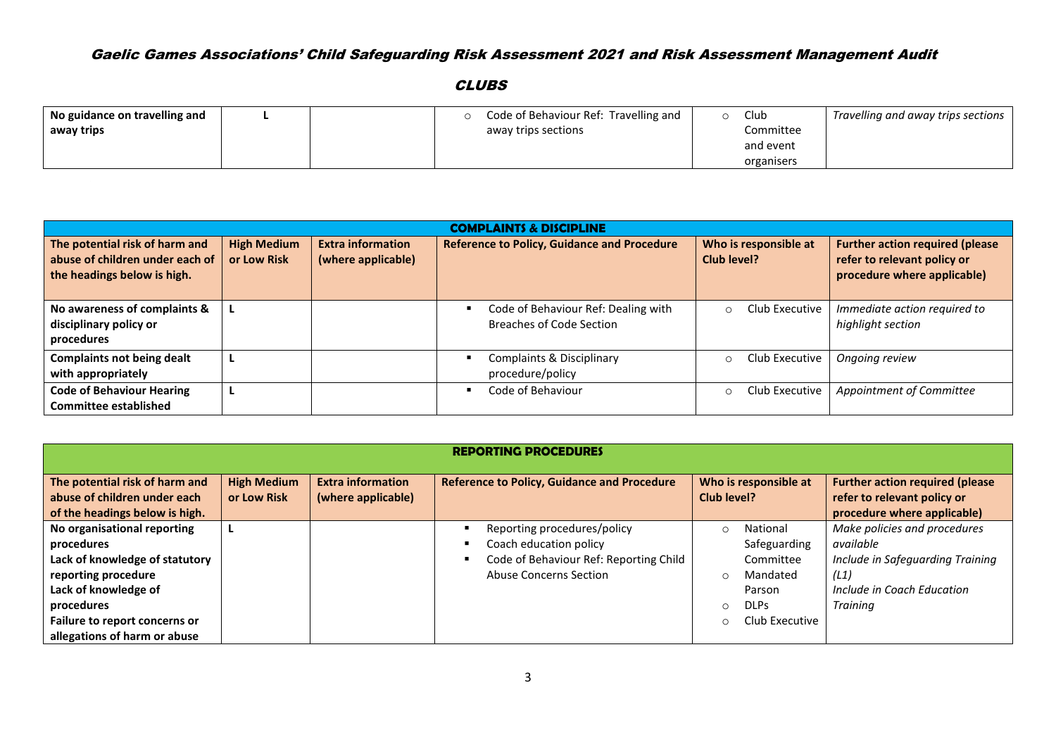# Gaelic Games Associations' Child Safeguarding Risk Assessment 2021 and Risk Assessment Management Audit

## CLUBS

| | | | | | |
|---|---|---|---|---|---|
| **No guidance on travelling and away trips** | **L** | | Code of Behaviour Ref: Travelling and away trips sections | Club Committee and event organisers | *Travelling and away trips sections* |

| **COMPLAINTS & DISCIPLINE** | | | | | |
|---|---|---|---|---|---|
| **The potential risk of harm and abuse of children under each of the headings below is high.** | **High Medium or Low Risk** | **Extra information (where applicable)** | **Reference to Policy, Guidance and Procedure** | **Who is responsible at Club level?** | **Further action required (please refer to relevant policy or procedure where applicable)** |
| **No awareness of complaints & disciplinary policy or procedures** | **L** | | Code of Behaviour Ref: Dealing with Breaches of Code Section | Club Executive | *Immediate action required to highlight section* |
| **Complaints not being dealt with appropriately** | **L** | | Complaints & Disciplinary procedure/policy | Club Executive | *Ongoing review* |
| **Code of Behaviour Hearing Committee established** | **L** | | Code of Behaviour | Club Executive | *Appointment of Committee* |

| **REPORTING PROCEDURES** | | | | | |
|---|---|---|---|---|---|
| **The potential risk of harm and abuse of children under each of the headings below is high.** | **High Medium or Low Risk** | **Extra information (where applicable)** | **Reference to Policy, Guidance and Procedure** | **Who is responsible at Club level?** | **Further action required (please refer to relevant policy or procedure where applicable)** |
| **No organisational reporting procedures**<br>**Lack of knowledge of statutory reporting procedure**<br>**Lack of knowledge of procedures**<br>**Failure to report concerns or allegations of harm or abuse** | **L** | | Reporting procedures/policy<br>Coach education policy<br>Code of Behaviour Ref: Reporting Child Abuse Concerns Section | National Safeguarding Committee<br>Mandated Parson<br>DLPs<br>Club Executive | *Make policies and procedures available*<br>*Include in Safeguarding Training (L1)*<br>*Include in Coach Education Training* |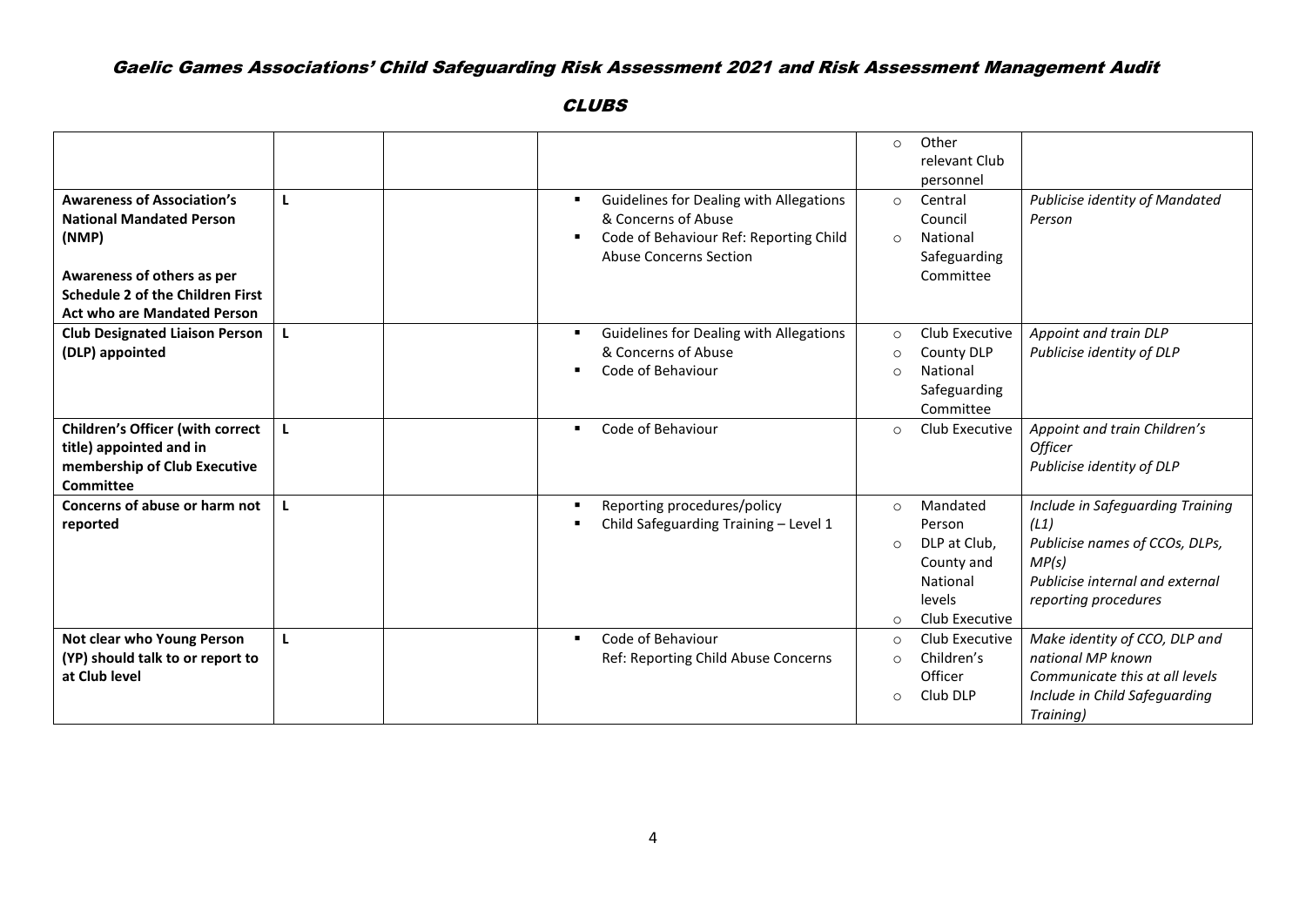# Gaelic Games Associations' Child Safeguarding Risk Assessment 2021 and Risk Assessment Management Audit

## CLUBS

| | | | | | |
|---|---|---|---|---|---|
| | | | | ○ Other relevant Club personnel | |
| **Awareness of Association's National Mandated Person (NMP)**<br><br>**Awareness of others as per Schedule 2 of the Children First Act who are Mandated Person** | L | | ▪ Guidelines for Dealing with Allegations & Concerns of Abuse<br>▪ Code of Behaviour Ref: Reporting Child Abuse Concerns Section | ○ Central Council<br>○ National Safeguarding Committee | *Publicise identity of Mandated Person* |
| **Club Designated Liaison Person (DLP) appointed** | L | | ▪ Guidelines for Dealing with Allegations & Concerns of Abuse<br>▪ Code of Behaviour | ○ Club Executive<br>○ County DLP<br>○ National Safeguarding Committee | *Appoint and train DLP*<br>*Publicise identity of DLP* |
| **Children's Officer (with correct title) appointed and in membership of Club Executive Committee** | L | | ▪ Code of Behaviour | ○ Club Executive | *Appoint and train Children's Officer*<br>*Publicise identity of DLP* |
| **Concerns of abuse or harm not reported** | L | | ▪ Reporting procedures/policy<br>▪ Child Safeguarding Training – Level 1 | ○ Mandated Person<br>○ DLP at Club, County and National levels<br>○ Club Executive | *Include in Safeguarding Training (L1)*<br>*Publicise names of CCOs, DLPs, MP(s)*<br>*Publicise internal and external reporting procedures* |
| **Not clear who Young Person (YP) should talk to or report to at Club level** | L | | ▪ Code of Behaviour<br>Ref: Reporting Child Abuse Concerns | ○ Club Executive<br>○ Children's Officer<br>○ Club DLP | *Make identity of CCO, DLP and national MP known*<br>*Communicate this at all levels*<br>*Include in Child Safeguarding Training)* |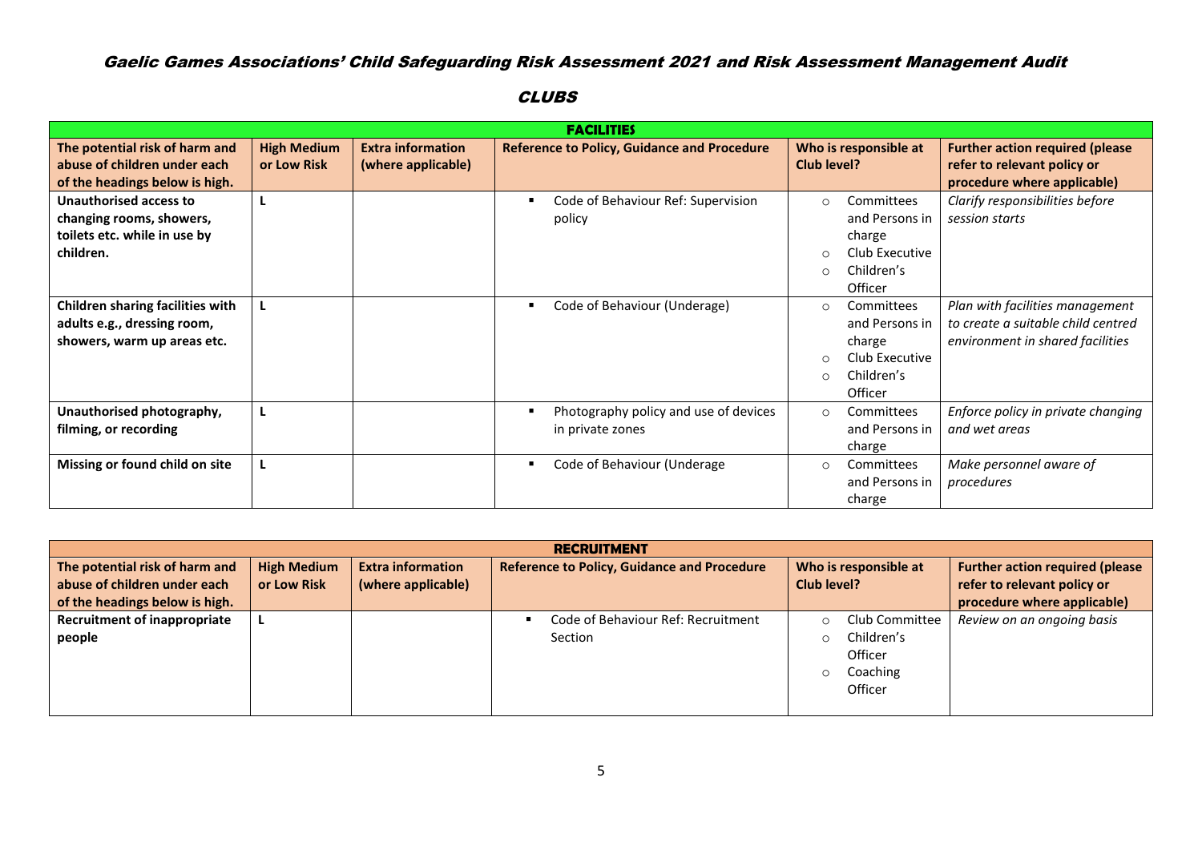# Gaelic Games Associations' Child Safeguarding Risk Assessment 2021 and Risk Assessment Management Audit

## CLUBS

| FACILITIES | | | | | |
|---|---|---|---|---|---|
| **The potential risk of harm and abuse of children under each of the headings below is high.** | **High Medium or Low Risk** | **Extra information (where applicable)** | **Reference to Policy, Guidance and Procedure** | **Who is responsible at Club level?** | **Further action required (please refer to relevant policy or procedure where applicable)** |
| **Unauthorised access to changing rooms, showers, toilets etc. while in use by children.** | L | | ▪ Code of Behaviour Ref: Supervision policy | ○ Committees and Persons in charge<br>○ Club Executive<br>○ Children's Officer | *Clarify responsibilities before session starts* |
| **Children sharing facilities with adults e.g., dressing room, showers, warm up areas etc.** | L | | ▪ Code of Behaviour (Underage) | ○ Committees and Persons in charge<br>○ Club Executive<br>○ Children's Officer | *Plan with facilities management to create a suitable child centred environment in shared facilities* |
| **Unauthorised photography, filming, or recording** | L | | ▪ Photography policy and use of devices in private zones | ○ Committees and Persons in charge | *Enforce policy in private changing and wet areas* |
| **Missing or found child on site** | L | | ▪ Code of Behaviour (Underage | ○ Committees and Persons in charge | *Make personnel aware of procedures* |

| RECRUITMENT | | | | | |
|---|---|---|---|---|---|
| **The potential risk of harm and abuse of children under each of the headings below is high.** | **High Medium or Low Risk** | **Extra information (where applicable)** | **Reference to Policy, Guidance and Procedure** | **Who is responsible at Club level?** | **Further action required (please refer to relevant policy or procedure where applicable)** |
| **Recruitment of inappropriate people** | L | | ▪ Code of Behaviour Ref: Recruitment Section | ○ Club Committee<br>○ Children's Officer<br>○ Coaching Officer | *Review on an ongoing basis* |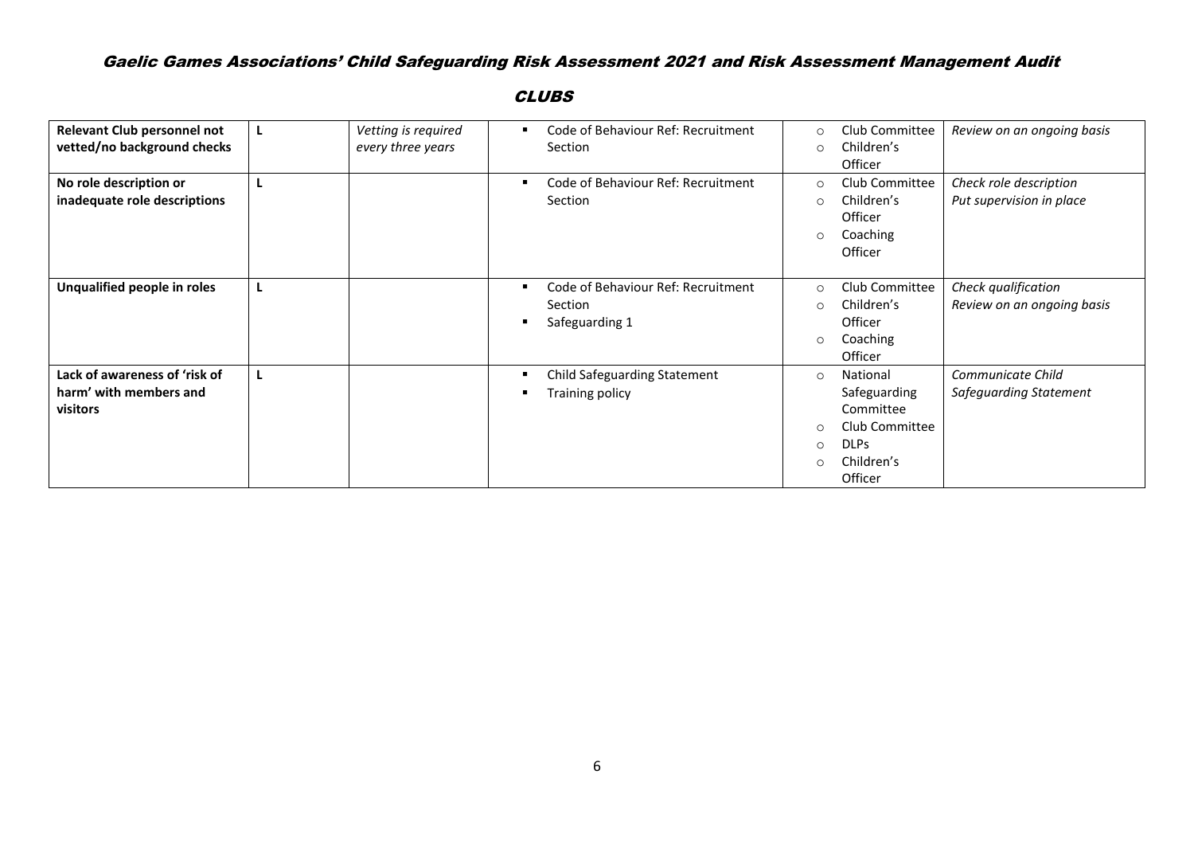# Gaelic Games Associations' Child Safeguarding Risk Assessment 2021 and Risk Assessment Management Audit

## CLUBS

| | | | | | |
|---|---|---|---|---|---|
| **Relevant Club personnel not vetted/no background checks** | L | *Vetting is required every three years* | ▪ Code of Behaviour Ref: Recruitment Section | ○ Club Committee<br>○ Children's Officer | *Review on an ongoing basis* |
| **No role description or inadequate role descriptions** | L | | ▪ Code of Behaviour Ref: Recruitment Section | ○ Club Committee<br>○ Children's Officer<br>○ Coaching Officer | *Check role description*<br>*Put supervision in place* |
| **Unqualified people in roles** | L | | ▪ Code of Behaviour Ref: Recruitment Section<br>▪ Safeguarding 1 | ○ Club Committee<br>○ Children's Officer<br>○ Coaching Officer | *Check qualification*<br>*Review on an ongoing basis* |
| **Lack of awareness of 'risk of harm' with members and visitors** | L | | ▪ Child Safeguarding Statement<br>▪ Training policy | ○ National Safeguarding Committee<br>○ Club Committee<br>○ DLPs<br>○ Children's Officer | *Communicate Child Safeguarding Statement* |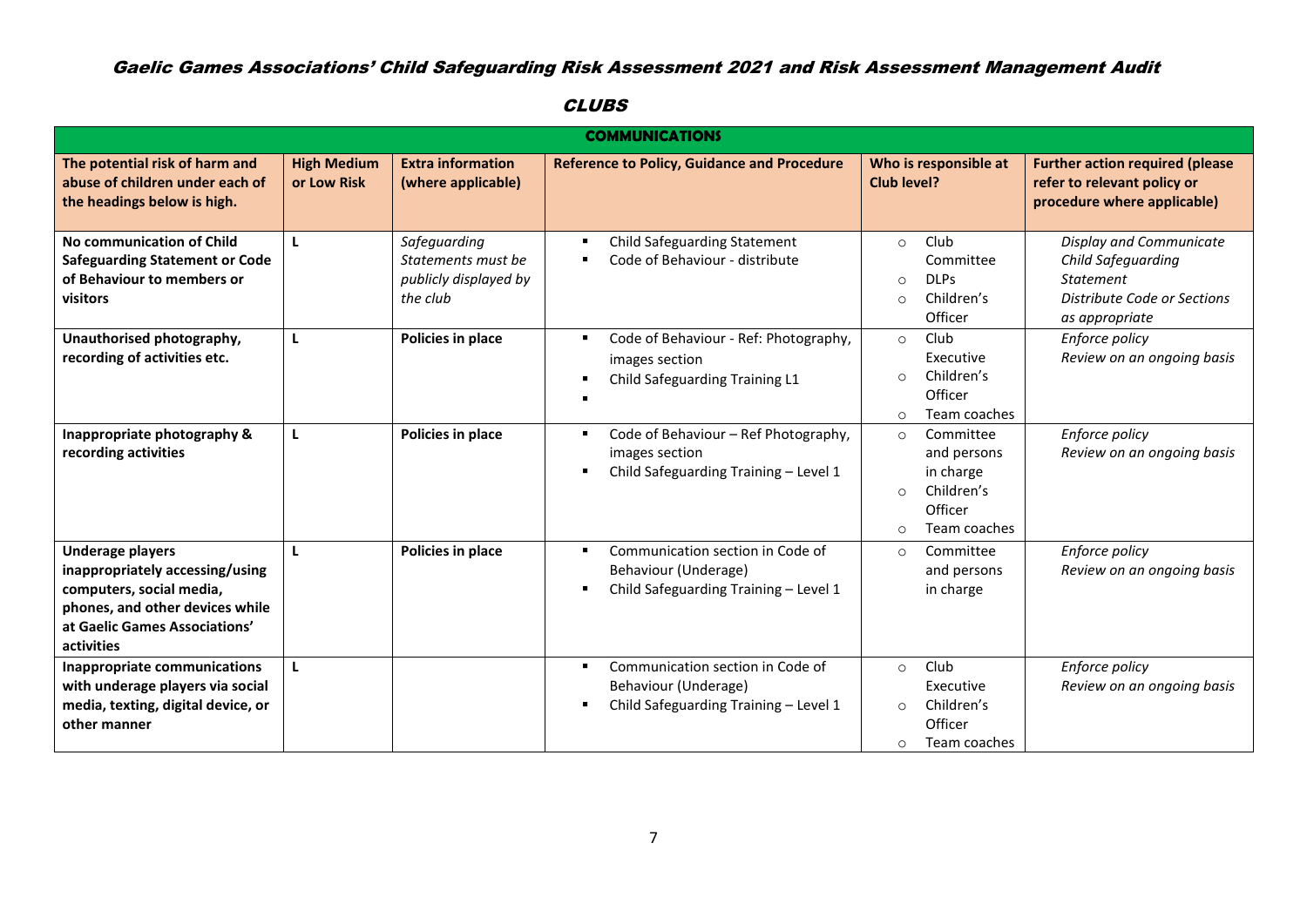# Gaelic Games Associations' Child Safeguarding Risk Assessment 2021 and Risk Assessment Management Audit

## CLUBS

| COMMUNICATIONS | | | | | |
|---|---|---|---|---|---|
| **The potential risk of harm and abuse of children under each of the headings below is high.** | **High Medium or Low Risk** | **Extra information (where applicable)** | **Reference to Policy, Guidance and Procedure** | **Who is responsible at Club level?** | **Further action required (please refer to relevant policy or procedure where applicable)** |
| **No communication of Child Safeguarding Statement or Code of Behaviour to members or visitors** | L | *Safeguarding Statements must be publicly displayed by the club* | ▪ Child Safeguarding Statement<br>▪ Code of Behaviour - distribute | ○ Club Committee<br>○ DLPs<br>○ Children's Officer | *Display and Communicate Child Safeguarding Statement*<br>*Distribute Code or Sections as appropriate* |
| **Unauthorised photography, recording of activities etc.** | L | **Policies in place** | ▪ Code of Behaviour - Ref: Photography, images section<br>▪ Child Safeguarding Training L1<br>▪ | ○ Club Executive<br>○ Children's Officer<br>○ Team coaches | *Enforce policy*<br>*Review on an ongoing basis* |
| **Inappropriate photography & recording activities** | L | **Policies in place** | ▪ Code of Behaviour – Ref Photography, images section<br>▪ Child Safeguarding Training – Level 1 | ○ Committee and persons in charge<br>○ Children's Officer<br>○ Team coaches | *Enforce policy*<br>*Review on an ongoing basis* |
| **Underage players inappropriately accessing/using computers, social media, phones, and other devices while at Gaelic Games Associations' activities** | L | **Policies in place** | ▪ Communication section in Code of Behaviour (Underage)<br>▪ Child Safeguarding Training – Level 1 | ○ Committee and persons in charge | *Enforce policy*<br>*Review on an ongoing basis* |
| **Inappropriate communications with underage players via social media, texting, digital device, or other manner** | L | | ▪ Communication section in Code of Behaviour (Underage)<br>▪ Child Safeguarding Training – Level 1 | ○ Club Executive<br>○ Children's Officer<br>○ Team coaches | *Enforce policy*<br>*Review on an ongoing basis* |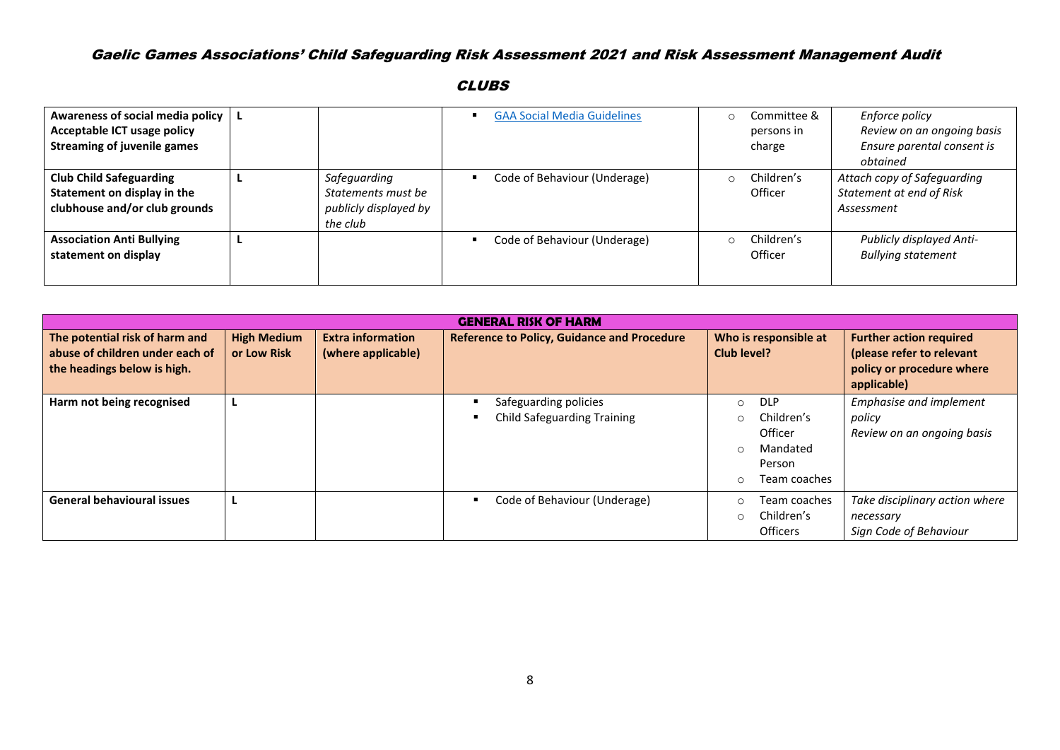# Gaelic Games Associations' Child Safeguarding Risk Assessment 2021 and Risk Assessment Management Audit

## CLUBS

| | | | | | |
|---|---|---|---|---|---|
| **Awareness of social media policy**<br>**Acceptable ICT usage policy**<br>**Streaming of juvenile games** | L | | ▪ [GAA Social Media Guidelines]() | ○ Committee & persons in charge | *Enforce policy*<br>*Review on an ongoing basis*<br>*Ensure parental consent is obtained* |
| **Club Child Safeguarding Statement on display in the clubhouse and/or club grounds** | L | *Safeguarding Statements must be publicly displayed by the club* | ▪ Code of Behaviour (Underage) | ○ Children's Officer | *Attach copy of Safeguarding Statement at end of Risk Assessment* |
| **Association Anti Bullying statement on display** | L | | ▪ Code of Behaviour (Underage) | ○ Children's Officer | *Publicly displayed Anti-Bullying statement* |

| **GENERAL RISK OF HARM** | | | | | |
|---|---|---|---|---|---|
| **The potential risk of harm and abuse of children under each of the headings below is high.** | **High Medium or Low Risk** | **Extra information (where applicable)** | **Reference to Policy, Guidance and Procedure** | **Who is responsible at Club level?** | **Further action required (please refer to relevant policy or procedure where applicable)** |
| **Harm not being recognised** | L | | ▪ Safeguarding policies<br>▪ Child Safeguarding Training | ○ DLP<br>○ Children's Officer<br>○ Mandated Person<br>○ Team coaches | *Emphasise and implement policy*<br>*Review on an ongoing basis* |
| **General behavioural issues** | L | | ▪ Code of Behaviour (Underage) | ○ Team coaches<br>○ Children's Officers | *Take disciplinary action where necessary*<br>*Sign Code of Behaviour* |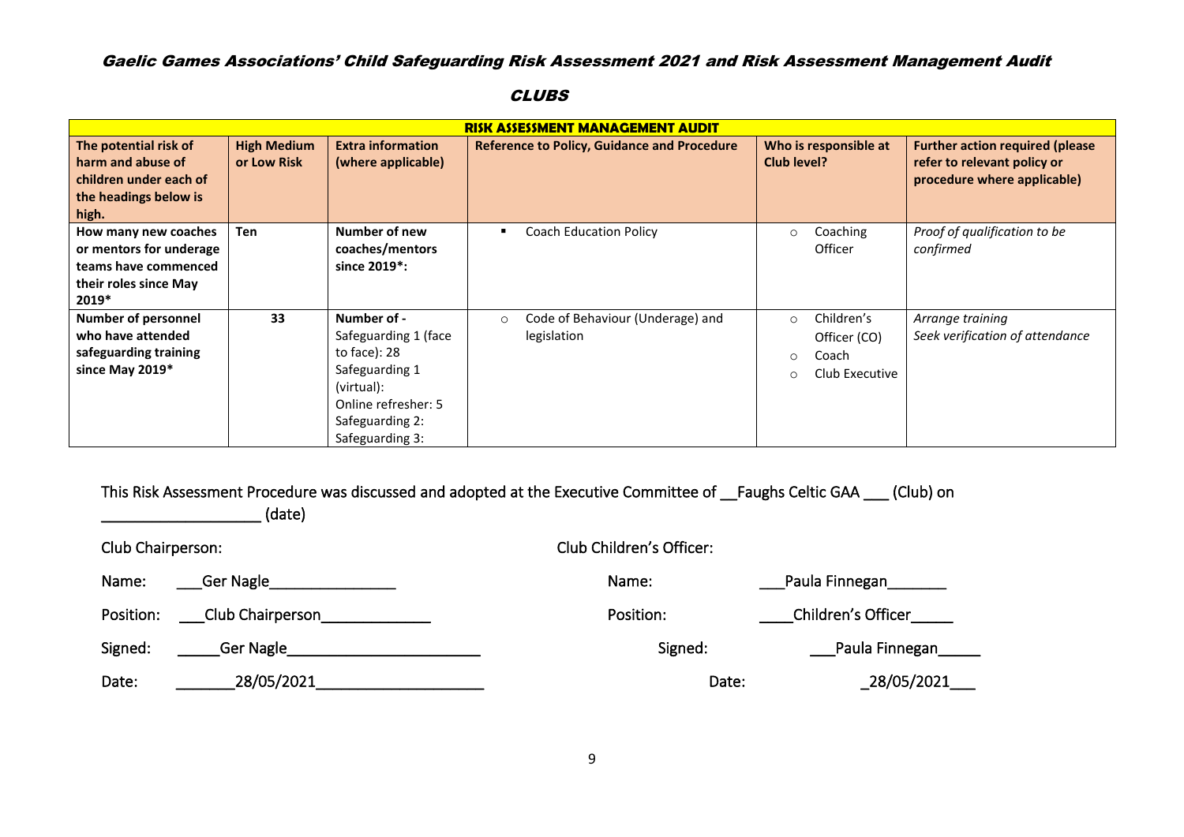## *Gaelic Games Associations' Child Safeguarding Risk Assessment 2021 and Risk Assessment Management Audit*

## *CLUBS*

| RISK ASSESSMENT MANAGEMENT AUDIT | | | | | |
|---|---|---|---|---|---|
| **The potential risk of harm and abuse of children under each of the headings below is high.** | **High Medium or Low Risk** | **Extra information (where applicable)** | **Reference to Policy, Guidance and Procedure** | **Who is responsible at Club level?** | **Further action required (please refer to relevant policy or procedure where applicable)** |
| **How many new coaches or mentors for underage teams have commenced their roles since May 2019*** | **Ten** | **Number of new coaches/mentors since 2019*:** | ▪ Coach Education Policy | ○ Coaching Officer | *Proof of qualification to be confirmed* |
| **Number of personnel who have attended safeguarding training since May 2019*** | **33** | **Number of -** Safeguarding 1 (face to face): 28<br>Safeguarding 1 (virtual):<br>Online refresher: 5<br>Safeguarding 2:<br>Safeguarding 3: | ○ Code of Behaviour (Underage) and legislation | ○ Children's Officer (CO)<br>○ Coach<br>○ Club Executive | *Arrange training*<br>*Seek verification of attendance* |

This Risk Assessment Procedure was discussed and adopted at the Executive Committee of __Faughs Celtic GAA ___ (Club) on ___________________ (date)

Club Chairperson:

Name: ___Ger Nagle_______________

Position: ___Club Chairperson_____________

Signed: _____Ger Nagle_______________________

Date: _______28/05/2021____________________

Club Children's Officer:

Name: ___Paula Finnegan_______

Position: ____Children's Officer_____

Signed: ___Paula Finnegan_____

Date: _28/05/2021___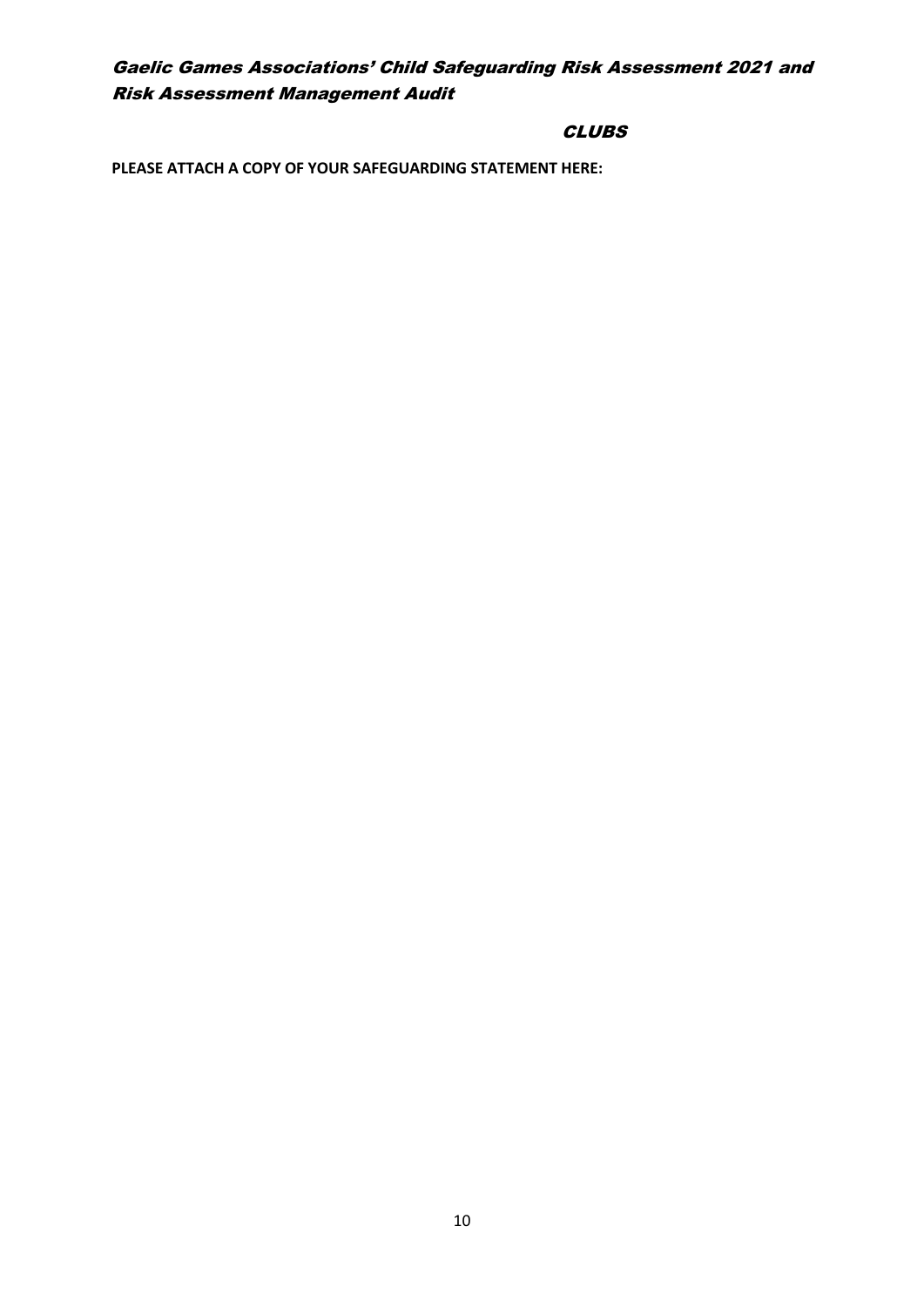## *Gaelic Games Associations' Child Safeguarding Risk Assessment 2021 and Risk Assessment Management Audit*

### *CLUBS*

**PLEASE ATTACH A COPY OF YOUR SAFEGUARDING STATEMENT HERE:**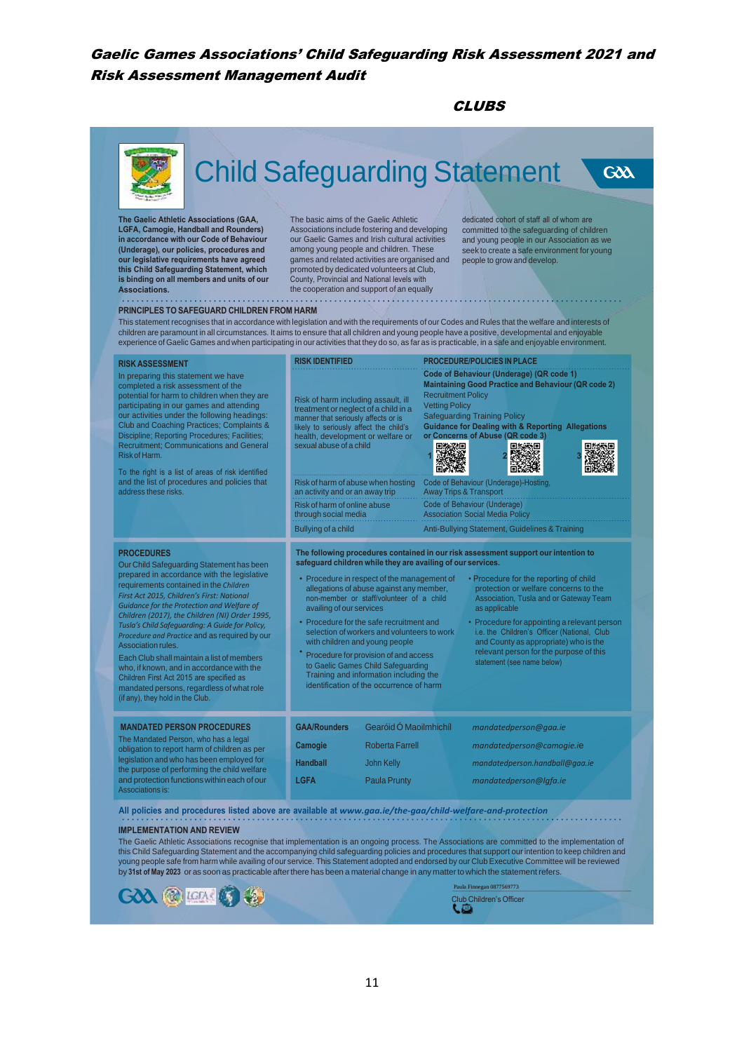# Gaelic Games Associations' Child Safeguarding Risk Assessment 2021 and Risk Assessment Management Audit

**CLUBS**

## Child Safeguarding Statement

**The Gaelic Athletic Associations (GAA, LGFA, Camogie, Handball and Rounders) in accordance with our Code of Behaviour (Underage), our policies, procedures and our legislative requirements have agreed this Child Safeguarding Statement, which is binding on all members and units of our Associations.**

The basic aims of the Gaelic Athletic Associations include fostering and developing our Gaelic Games and Irish cultural activities among young people and children. These games and related activities are organised and promoted by dedicated volunteers at Club, County, Provincial and National levels with the cooperation and support of an equally dedicated cohort of staff all of whom are committed to the safeguarding of children and young people in our Association as we seek to create a safe environment for young people to grow and develop.

### PRINCIPLES TO SAFEGUARD CHILDREN FROM HARM

This statement recognises that in accordance with legislation and with the requirements of our Codes and Rules that the welfare and interests of children are paramount in all circumstances. It aims to ensure that all children and young people have a positive, developmental and enjoyable experience of Gaelic Games and when participating in our activities that they do so, as far as is practicable, in a safe and enjoyable environment.

### RISK ASSESSMENT

In preparing this statement we have completed a risk assessment of the potential for harm to children when they are participating in our games and attending our activities under the following headings: Club and Coaching Practices; Complaints & Discipline; Reporting Procedures; Facilities; Recruitment; Communications and General Risk of Harm.

To the right is a list of areas of risk identified and the list of procedures and policies that address these risks.

| RISK IDENTIFIED | PROCEDURE/POLICIES IN PLACE |
|---|---|
| Risk of harm including assault, ill treatment or neglect of a child in a manner that seriously affects or is likely to seriously affect the child's health, development or welfare or sexual abuse of a child | **Code of Behaviour (Underage) (QR code 1)**<br>**Maintaining Good Practice and Behaviour (QR code 2)**<br>Recruitment Policy<br>Vetting Policy<br>Safeguarding Training Policy<br>**Guidance for Dealing with & Reporting Allegations or Concerns of Abuse (QR code 3)** |
| Risk of harm of abuse when hosting an activity and or an away trip | Code of Behaviour (Underage)-Hosting, Away Trips & Transport |
| Risk of harm of online abuse through social media | Code of Behaviour (Underage)<br>Association Social Media Policy |
| Bullying of a child | Anti-Bullying Statement, Guidelines & Training |

### PROCEDURES

Our Child Safeguarding Statement has been prepared in accordance with the legislative requirements contained in the *Children First Act 2015, Children's First: National Guidance for the Protection and Welfare of Children (2017), the Children (NI) Order 1995, Tusla's Child Safeguarding: A Guide for Policy, Procedure and Practice* and as required by our Association rules.

Each Club shall maintain a list of members who, if known, and in accordance with the Children First Act 2015 are specified as mandated persons, regardless of what role (if any), they hold in the Club.

**The following procedures contained in our risk assessment support our intention to safeguard children while they are availing of our services.**

- Procedure in respect of the management of allegations of abuse against any member, non-member or staff/volunteer of a child availing of our services
- Procedure for the safe recruitment and selection of workers and volunteers to work with children and young people
- Procedure for provision of and access to Gaelic Games Child Safeguarding Training and information including the identification of the occurrence of harm
- Procedure for the reporting of child protection or welfare concerns to the Association, Tusla and or Gateway Team as applicable
- Procedure for appointing a relevant person i.e. the Children's Officer (National, Club and County as appropriate) who is the relevant person for the purpose of this statement (see name below)

### MANDATED PERSON PROCEDURES

The Mandated Person, who has a legal obligation to report harm of children as per legislation and who has been employed for the purpose of performing the child welfare and protection functions within each of our Associations is:

| | | |
|---|---|---|
| **GAA/Rounders** | Gearóid Ó Maoilmhichíl | *mandatedperson@gaa.ie* |
| **Camogie** | Roberta Farrell | *mandatedperson@camogie.ie* |
| **Handball** | John Kelly | *mandatedperson.handball@gaa.ie* |
| **LGFA** | Paula Prunty | *mandatedperson@lgfa.ie* |

All policies and procedures listed above are available at *www.gaa.ie/the-gaa/child-welfare-and-protection*

### IMPLEMENTATION AND REVIEW

The Gaelic Athletic Associations recognise that implementation is an ongoing process. The Associations are committed to the implementation of this Child Safeguarding Statement and the accompanying child safeguarding policies and procedures that support our intention to keep children and young people safe from harm while availing of our service. This Statement adopted and endorsed by our Club Executive Committee will be reviewed by **31st of May 2023** or as soon as practicable after there has been a material change in any matter to which the statement refers.

Paula Finnegan 0877569773

Club Children's Officer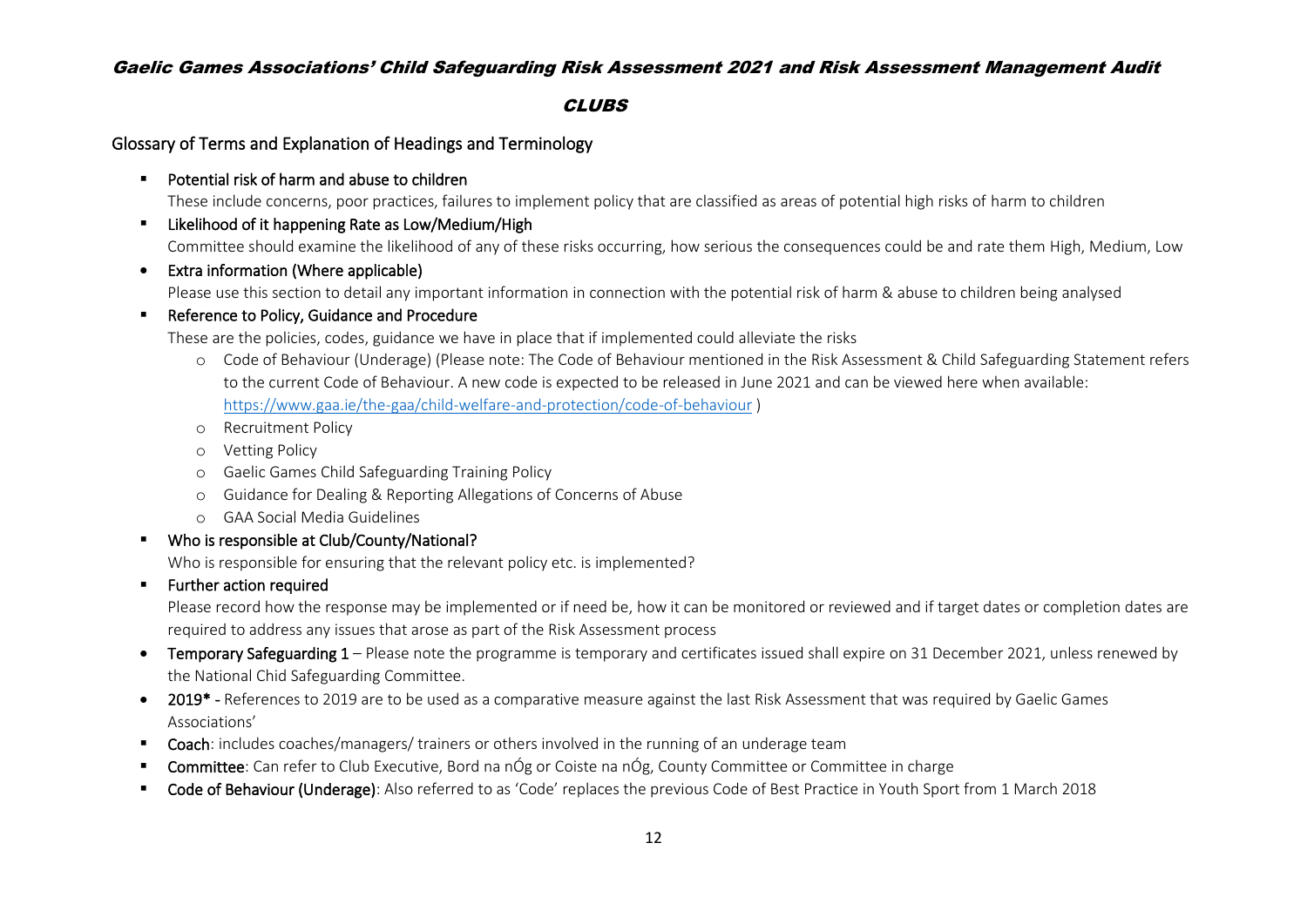# Gaelic Games Associations' Child Safeguarding Risk Assessment 2021 and Risk Assessment Management Audit

## CLUBS

### Glossary of Terms and Explanation of Headings and Terminology

- **Potential risk of harm and abuse to children**
  These include concerns, poor practices, failures to implement policy that are classified as areas of potential high risks of harm to children
- **Likelihood of it happening Rate as Low/Medium/High**
  Committee should examine the likelihood of any of these risks occurring, how serious the consequences could be and rate them High, Medium, Low
- **Extra information (Where applicable)**
  Please use this section to detail any important information in connection with the potential risk of harm & abuse to children being analysed
- **Reference to Policy, Guidance and Procedure**
  These are the policies, codes, guidance we have in place that if implemented could alleviate the risks
  - Code of Behaviour (Underage) (Please note: The Code of Behaviour mentioned in the Risk Assessment & Child Safeguarding Statement refers to the current Code of Behaviour. A new code is expected to be released in June 2021 and can be viewed here when available: https://www.gaa.ie/the-gaa/child-welfare-and-protection/code-of-behaviour )
  - Recruitment Policy
  - Vetting Policy
  - Gaelic Games Child Safeguarding Training Policy
  - Guidance for Dealing & Reporting Allegations of Concerns of Abuse
  - GAA Social Media Guidelines
- **Who is responsible at Club/County/National?**
  Who is responsible for ensuring that the relevant policy etc. is implemented?
- **Further action required**
  Please record how the response may be implemented or if need be, how it can be monitored or reviewed and if target dates or completion dates are required to address any issues that arose as part of the Risk Assessment process
- **Temporary Safeguarding 1** – Please note the programme is temporary and certificates issued shall expire on 31 December 2021, unless renewed by the National Chid Safeguarding Committee.
- **2019\*** - References to 2019 are to be used as a comparative measure against the last Risk Assessment that was required by Gaelic Games Associations'
- **Coach**: includes coaches/managers/ trainers or others involved in the running of an underage team
- **Committee**: Can refer to Club Executive, Bord na nÓg or Coiste na nÓg, County Committee or Committee in charge
- **Code of Behaviour (Underage)**: Also referred to as 'Code' replaces the previous Code of Best Practice in Youth Sport from 1 March 2018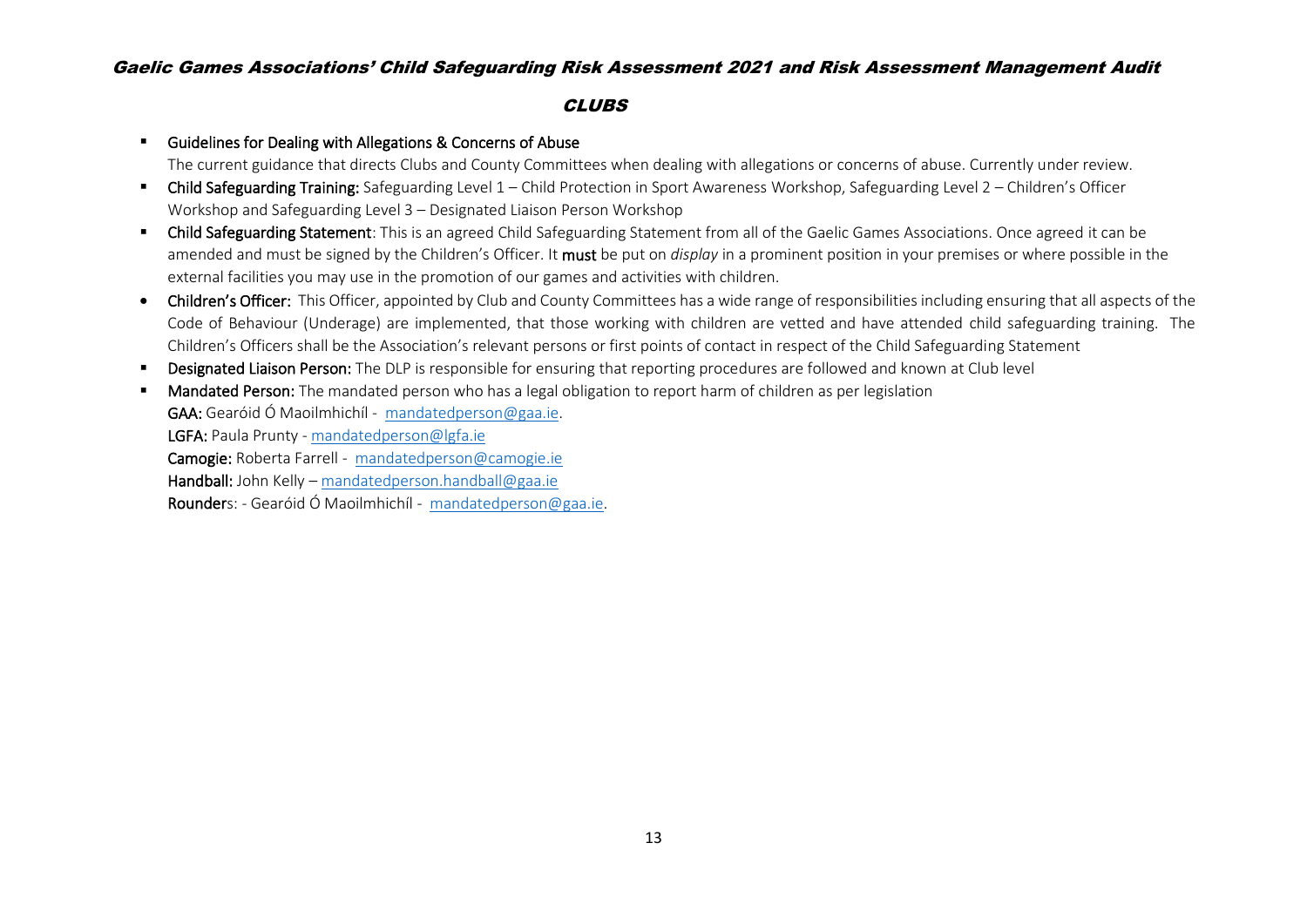- **Guidelines for Dealing with Allegations & Concerns of Abuse**
  The current guidance that directs Clubs and County Committees when dealing with allegations or concerns of abuse. Currently under review.
- **Child Safeguarding Training:** Safeguarding Level 1 – Child Protection in Sport Awareness Workshop, Safeguarding Level 2 – Children's Officer Workshop and Safeguarding Level 3 – Designated Liaison Person Workshop
- **Child Safeguarding Statement**: This is an agreed Child Safeguarding Statement from all of the Gaelic Games Associations. Once agreed it can be amended and must be signed by the Children's Officer. It **must** be put on *display* in a prominent position in your premises or where possible in the external facilities you may use in the promotion of our games and activities with children.
- **Children's Officer:** This Officer, appointed by Club and County Committees has a wide range of responsibilities including ensuring that all aspects of the Code of Behaviour (Underage) are implemented, that those working with children are vetted and have attended child safeguarding training. The Children's Officers shall be the Association's relevant persons or first points of contact in respect of the Child Safeguarding Statement
- **Designated Liaison Person:** The DLP is responsible for ensuring that reporting procedures are followed and known at Club level
- **Mandated Person:** The mandated person who has a legal obligation to report harm of children as per legislation
  **GAA:** Gearóid Ó Maoilmhichíl - mandatedperson@gaa.ie.
  **LGFA:** Paula Prunty - mandatedperson@lgfa.ie
  **Camogie:** Roberta Farrell - mandatedperson@camogie.ie
  **Handball:** John Kelly – mandatedperson.handball@gaa.ie
  **Rounder**s: - Gearóid Ó Maoilmhichíl - mandatedperson@gaa.ie.